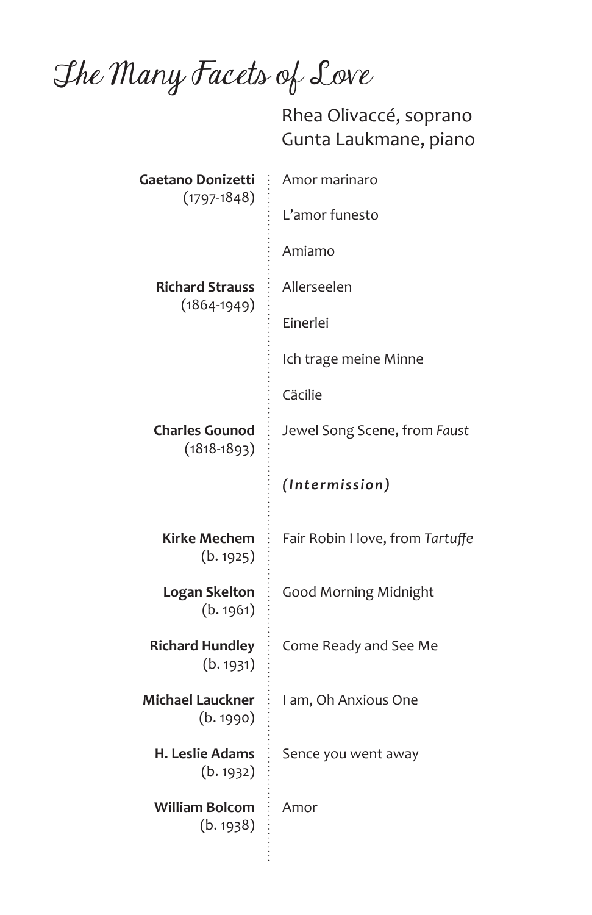# The Many Facets of Love

Rhea Olivaccé, soprano
Gunta Laukmane, piano

**Gaetano Donizetti** (1797-1848)
- Amor marinaro
- L'amor funesto
- Amiamo

**Richard Strauss** (1864-1949)
- Allerseelen
- Einerlei
- Ich trage meine Minne
- Cäcilie

**Charles Gounod** (1818-1893)
- Jewel Song Scene, from *Faust*

***(Intermission)***

**Kirke Mechem** (b. 1925)
- Fair Robin I love, from *Tartuffe*

**Logan Skelton** (b. 1961)
- Good Morning Midnight

**Richard Hundley** (b. 1931)
- Come Ready and See Me

**Michael Lauckner** (b. 1990)
- I am, Oh Anxious One

**H. Leslie Adams** (b. 1932)
- Sence you went away

**William Bolcom** (b. 1938)
- Amor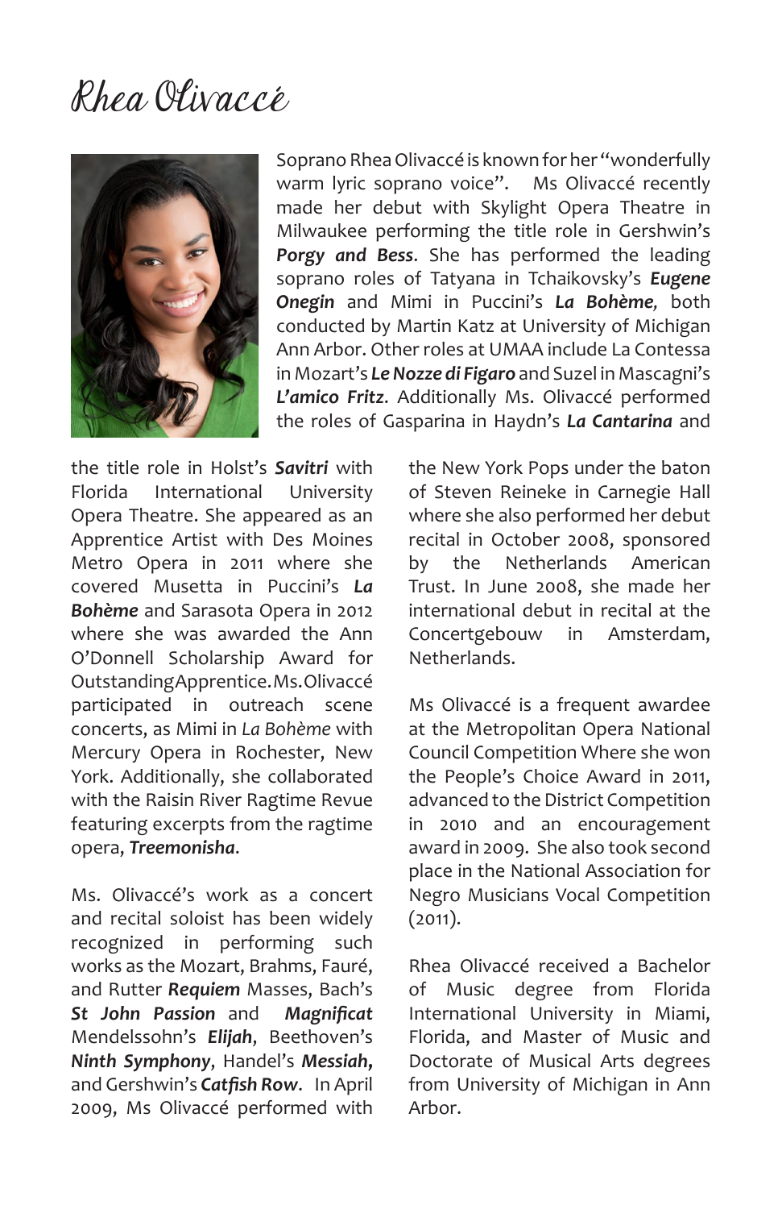# Rhea Olivaccé

Soprano Rhea Olivaccé is known for her "wonderfully warm lyric soprano voice". Ms Olivaccé recently made her debut with Skylight Opera Theatre in Milwaukee performing the title role in Gershwin's ***Porgy and Bess***. She has performed the leading soprano roles of Tatyana in Tchaikovsky's ***Eugene Onegin*** and Mimi in Puccini's ***La Bohème,*** both conducted by Martin Katz at University of Michigan Ann Arbor. Other roles at UMAA include La Contessa in Mozart's ***Le Nozze di Figaro*** and Suzel in Mascagni's ***L'amico Fritz***. Additionally Ms. Olivaccé performed the roles of Gasparina in Haydn's ***La Cantarina*** and the title role in Holst's ***Savitri*** with Florida International University Opera Theatre. She appeared as an Apprentice Artist with Des Moines Metro Opera in 2011 where she covered Musetta in Puccini's ***La Bohème*** and Sarasota Opera in 2012 where she was awarded the Ann O'Donnell Scholarship Award for Outstanding Apprentice. Ms. Olivaccé participated in outreach scene concerts, as Mimi in *La Bohème* with Mercury Opera in Rochester, New York. Additionally, she collaborated with the Raisin River Ragtime Revue featuring excerpts from the ragtime opera, ***Treemonisha***.

Ms. Olivaccé's work as a concert and recital soloist has been widely recognized in performing such works as the Mozart, Brahms, Fauré, and Rutter ***Requiem*** Masses, Bach's ***St John Passion*** and ***Magnificat*** Mendelssohn's ***Elijah***, Beethoven's ***Ninth Symphony***, Handel's ***Messiah,*** and Gershwin's ***Catfish Row***. In April 2009, Ms Olivaccé performed with the New York Pops under the baton of Steven Reineke in Carnegie Hall where she also performed her debut recital in October 2008, sponsored by the Netherlands American Trust. In June 2008, she made her international debut in recital at the Concertgebouw in Amsterdam, Netherlands.

Ms Olivaccé is a frequent awardee at the Metropolitan Opera National Council Competition Where she won the People's Choice Award in 2011, advanced to the District Competition in 2010 and an encouragement award in 2009. She also took second place in the National Association for Negro Musicians Vocal Competition (2011).

Rhea Olivaccé received a Bachelor of Music degree from Florida International University in Miami, Florida, and Master of Music and Doctorate of Musical Arts degrees from University of Michigan in Ann Arbor.